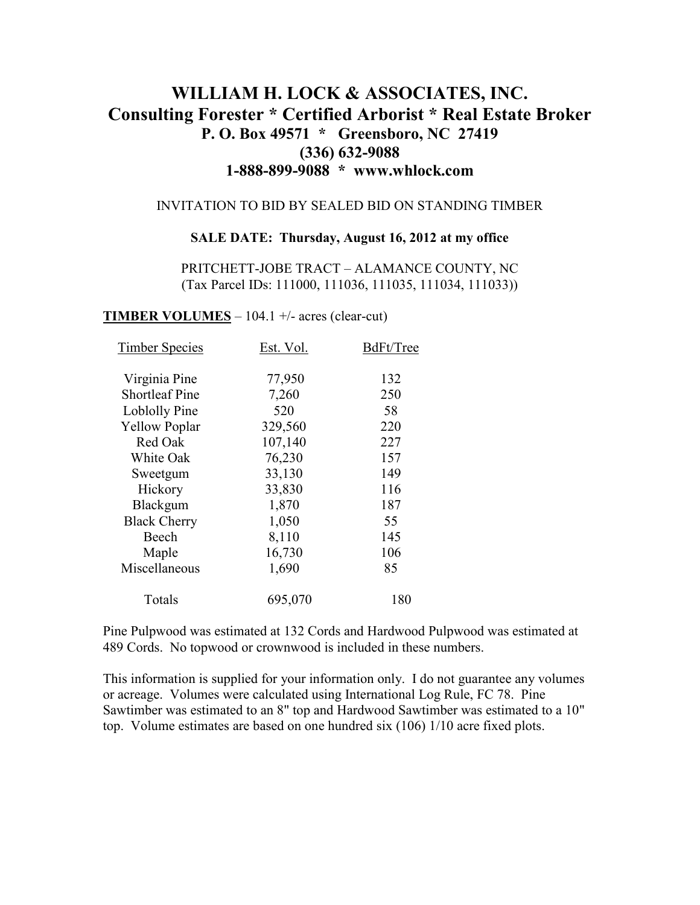# WILLIAM H. LOCK & ASSOCIATES, INC.

## Consulting Forester * Certified Arborist * Real Estate Broker

**P. O. Box 49571 * Greensboro, NC 27419**
**(336) 632-9088**
**1-888-899-9088 * www.whlock.com**

INVITATION TO BID BY SEALED BID ON STANDING TIMBER

**SALE DATE: Thursday, August 16, 2012 at my office**

PRITCHETT-JOBE TRACT – ALAMANCE COUNTY, NC
(Tax Parcel IDs: 111000, 111036, 111035, 111034, 111033))

**TIMBER VOLUMES** – 104.1 +/- acres (clear-cut)

| Timber Species | Est. Vol. | BdFt/Tree |
|---|---|---|
| Virginia Pine | 77,950 | 132 |
| Shortleaf Pine | 7,260 | 250 |
| Loblolly Pine | 520 | 58 |
| Yellow Poplar | 329,560 | 220 |
| Red Oak | 107,140 | 227 |
| White Oak | 76,230 | 157 |
| Sweetgum | 33,130 | 149 |
| Hickory | 33,830 | 116 |
| Blackgum | 1,870 | 187 |
| Black Cherry | 1,050 | 55 |
| Beech | 8,110 | 145 |
| Maple | 16,730 | 106 |
| Miscellaneous | 1,690 | 85 |
| Totals | 695,070 | 180 |

Pine Pulpwood was estimated at 132 Cords and Hardwood Pulpwood was estimated at 489 Cords. No topwood or crownwood is included in these numbers.

This information is supplied for your information only. I do not guarantee any volumes or acreage. Volumes were calculated using International Log Rule, FC 78. Pine Sawtimber was estimated to an 8" top and Hardwood Sawtimber was estimated to a 10" top. Volume estimates are based on one hundred six (106) 1/10 acre fixed plots.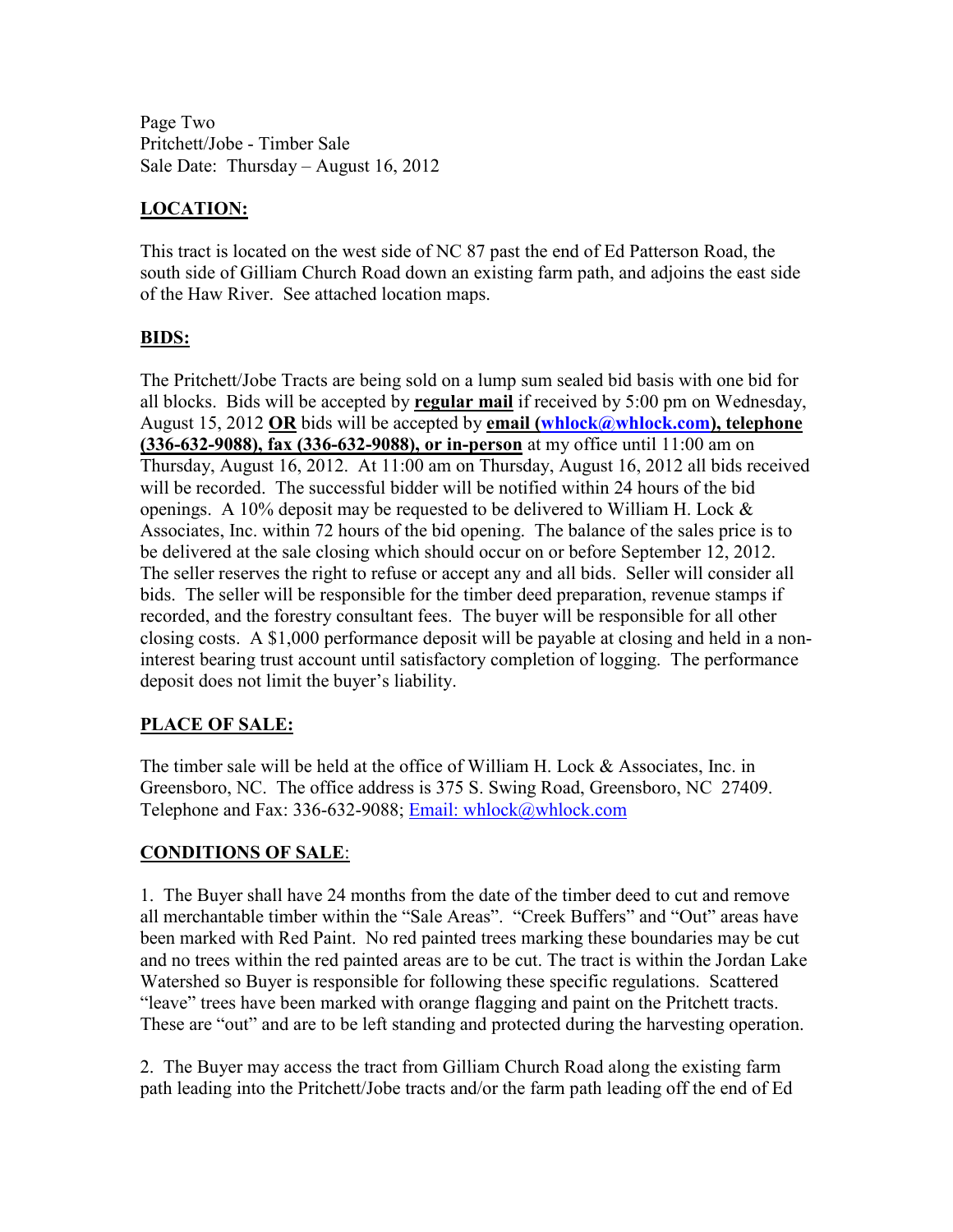Page Two
Pritchett/Jobe - Timber Sale
Sale Date: Thursday – August 16, 2012

## LOCATION:

This tract is located on the west side of NC 87 past the end of Ed Patterson Road, the south side of Gilliam Church Road down an existing farm path, and adjoins the east side of the Haw River. See attached location maps.

## BIDS:

The Pritchett/Jobe Tracts are being sold on a lump sum sealed bid basis with one bid for all blocks. Bids will be accepted by **regular mail** if received by 5:00 pm on Wednesday, August 15, 2012 **OR** bids will be accepted by **email (whlock@whlock.com), telephone (336-632-9088), fax (336-632-9088), or in-person** at my office until 11:00 am on Thursday, August 16, 2012. At 11:00 am on Thursday, August 16, 2012 all bids received will be recorded. The successful bidder will be notified within 24 hours of the bid openings. A 10% deposit may be requested to be delivered to William H. Lock & Associates, Inc. within 72 hours of the bid opening. The balance of the sales price is to be delivered at the sale closing which should occur on or before September 12, 2012. The seller reserves the right to refuse or accept any and all bids. Seller will consider all bids. The seller will be responsible for the timber deed preparation, revenue stamps if recorded, and the forestry consultant fees. The buyer will be responsible for all other closing costs. A $1,000 performance deposit will be payable at closing and held in a non-interest bearing trust account until satisfactory completion of logging. The performance deposit does not limit the buyer's liability.

## PLACE OF SALE:

The timber sale will be held at the office of William H. Lock & Associates, Inc. in Greensboro, NC. The office address is 375 S. Swing Road, Greensboro, NC 27409. Telephone and Fax: 336-632-9088; Email: whlock@whlock.com

## CONDITIONS OF SALE:

1. The Buyer shall have 24 months from the date of the timber deed to cut and remove all merchantable timber within the "Sale Areas". "Creek Buffers" and "Out" areas have been marked with Red Paint. No red painted trees marking these boundaries may be cut and no trees within the red painted areas are to be cut. The tract is within the Jordan Lake Watershed so Buyer is responsible for following these specific regulations. Scattered "leave" trees have been marked with orange flagging and paint on the Pritchett tracts. These are "out" and are to be left standing and protected during the harvesting operation.

2. The Buyer may access the tract from Gilliam Church Road along the existing farm path leading into the Pritchett/Jobe tracts and/or the farm path leading off the end of Ed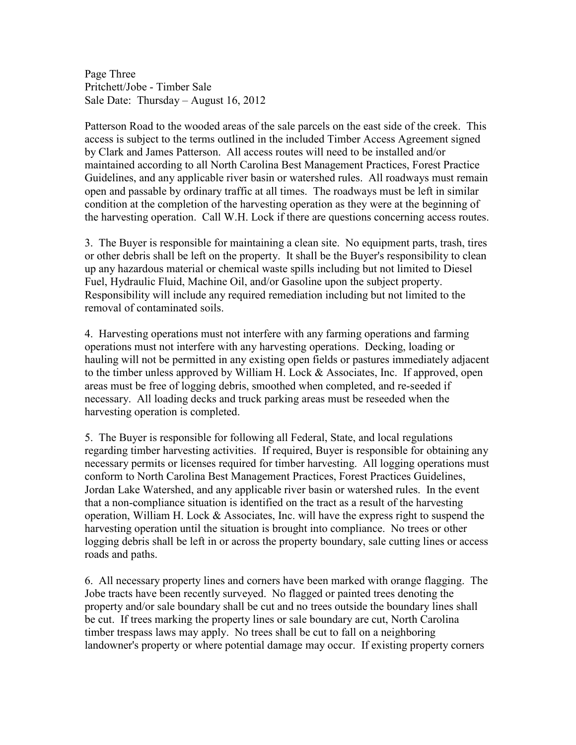Patterson Road to the wooded areas of the sale parcels on the east side of the creek. This access is subject to the terms outlined in the included Timber Access Agreement signed by Clark and James Patterson. All access routes will need to be installed and/or maintained according to all North Carolina Best Management Practices, Forest Practice Guidelines, and any applicable river basin or watershed rules. All roadways must remain open and passable by ordinary traffic at all times. The roadways must be left in similar condition at the completion of the harvesting operation as they were at the beginning of the harvesting operation. Call W.H. Lock if there are questions concerning access routes.

3. The Buyer is responsible for maintaining a clean site. No equipment parts, trash, tires or other debris shall be left on the property. It shall be the Buyer's responsibility to clean up any hazardous material or chemical waste spills including but not limited to Diesel Fuel, Hydraulic Fluid, Machine Oil, and/or Gasoline upon the subject property. Responsibility will include any required remediation including but not limited to the removal of contaminated soils.

4. Harvesting operations must not interfere with any farming operations and farming operations must not interfere with any harvesting operations. Decking, loading or hauling will not be permitted in any existing open fields or pastures immediately adjacent to the timber unless approved by William H. Lock & Associates, Inc. If approved, open areas must be free of logging debris, smoothed when completed, and re-seeded if necessary. All loading decks and truck parking areas must be reseeded when the harvesting operation is completed.

5. The Buyer is responsible for following all Federal, State, and local regulations regarding timber harvesting activities. If required, Buyer is responsible for obtaining any necessary permits or licenses required for timber harvesting. All logging operations must conform to North Carolina Best Management Practices, Forest Practices Guidelines, Jordan Lake Watershed, and any applicable river basin or watershed rules. In the event that a non-compliance situation is identified on the tract as a result of the harvesting operation, William H. Lock & Associates, Inc. will have the express right to suspend the harvesting operation until the situation is brought into compliance. No trees or other logging debris shall be left in or across the property boundary, sale cutting lines or access roads and paths.

6. All necessary property lines and corners have been marked with orange flagging. The Jobe tracts have been recently surveyed. No flagged or painted trees denoting the property and/or sale boundary shall be cut and no trees outside the boundary lines shall be cut. If trees marking the property lines or sale boundary are cut, North Carolina timber trespass laws may apply. No trees shall be cut to fall on a neighboring landowner's property or where potential damage may occur. If existing property corners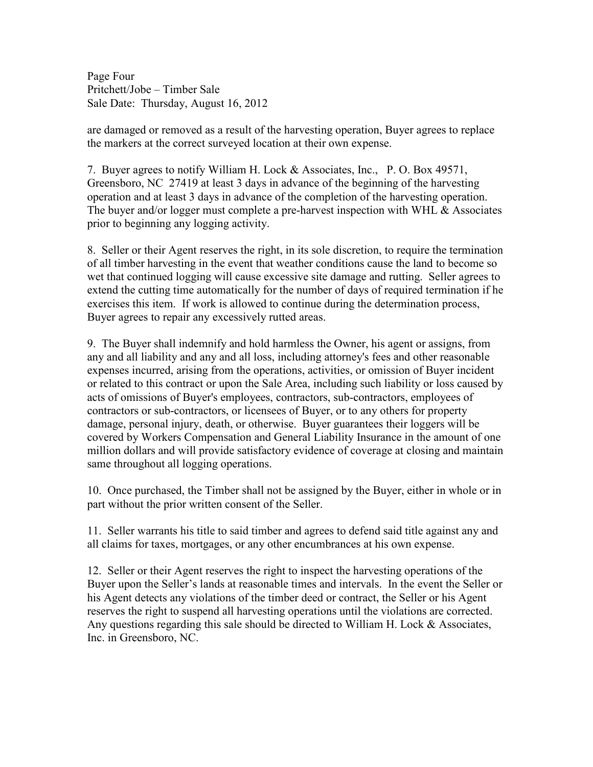are damaged or removed as a result of the harvesting operation, Buyer agrees to replace the markers at the correct surveyed location at their own expense.

7. Buyer agrees to notify William H. Lock & Associates, Inc., P. O. Box 49571, Greensboro, NC 27419 at least 3 days in advance of the beginning of the harvesting operation and at least 3 days in advance of the completion of the harvesting operation. The buyer and/or logger must complete a pre-harvest inspection with WHL & Associates prior to beginning any logging activity.

8. Seller or their Agent reserves the right, in its sole discretion, to require the termination of all timber harvesting in the event that weather conditions cause the land to become so wet that continued logging will cause excessive site damage and rutting. Seller agrees to extend the cutting time automatically for the number of days of required termination if he exercises this item. If work is allowed to continue during the determination process, Buyer agrees to repair any excessively rutted areas.

9. The Buyer shall indemnify and hold harmless the Owner, his agent or assigns, from any and all liability and any and all loss, including attorney's fees and other reasonable expenses incurred, arising from the operations, activities, or omission of Buyer incident or related to this contract or upon the Sale Area, including such liability or loss caused by acts of omissions of Buyer's employees, contractors, sub-contractors, employees of contractors or sub-contractors, or licensees of Buyer, or to any others for property damage, personal injury, death, or otherwise. Buyer guarantees their loggers will be covered by Workers Compensation and General Liability Insurance in the amount of one million dollars and will provide satisfactory evidence of coverage at closing and maintain same throughout all logging operations.

10. Once purchased, the Timber shall not be assigned by the Buyer, either in whole or in part without the prior written consent of the Seller.

11. Seller warrants his title to said timber and agrees to defend said title against any and all claims for taxes, mortgages, or any other encumbrances at his own expense.

12. Seller or their Agent reserves the right to inspect the harvesting operations of the Buyer upon the Seller's lands at reasonable times and intervals. In the event the Seller or his Agent detects any violations of the timber deed or contract, the Seller or his Agent reserves the right to suspend all harvesting operations until the violations are corrected. Any questions regarding this sale should be directed to William H. Lock & Associates, Inc. in Greensboro, NC.